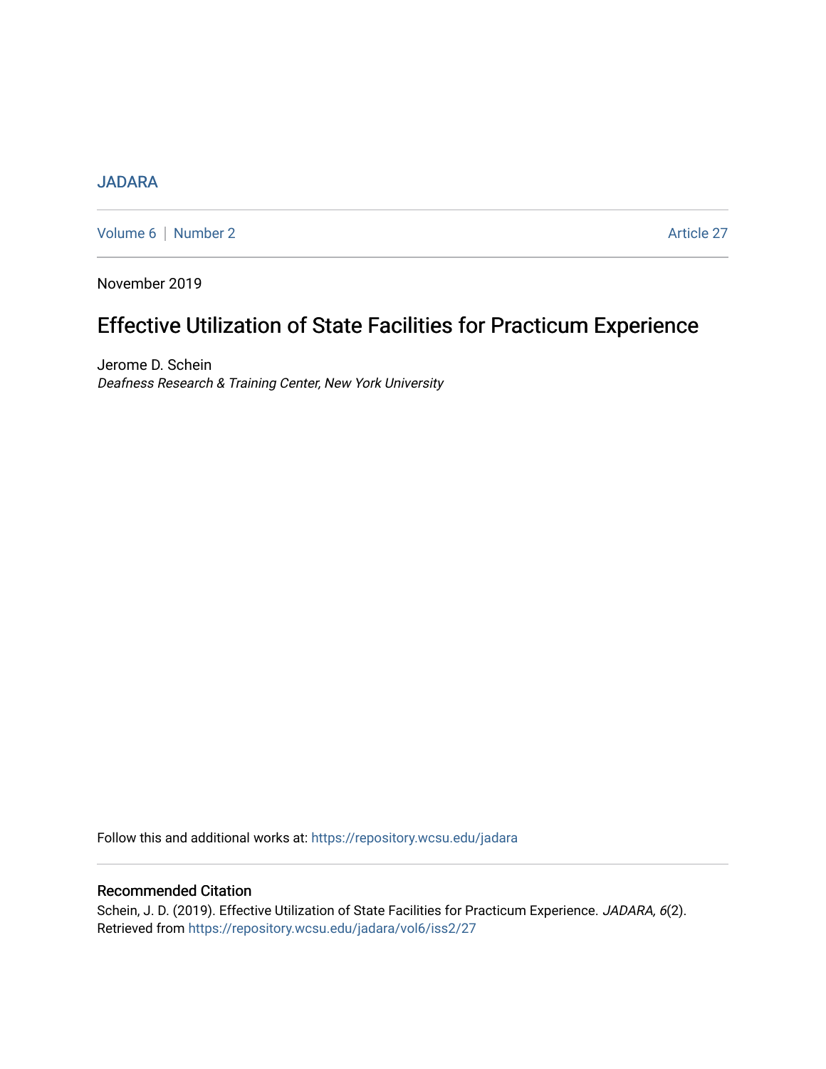JADARA

Volume 6 | Number 2 Article 27

November 2019

# Effective Utilization of State Facilities for Practicum Experience

Jerome D. Schein
*Deafness Research & Training Center, New York University*

Follow this and additional works at: https://repository.wcsu.edu/jadara

## Recommended Citation

Schein, J. D. (2019). Effective Utilization of State Facilities for Practicum Experience. *JADARA, 6*(2). Retrieved from https://repository.wcsu.edu/jadara/vol6/iss2/27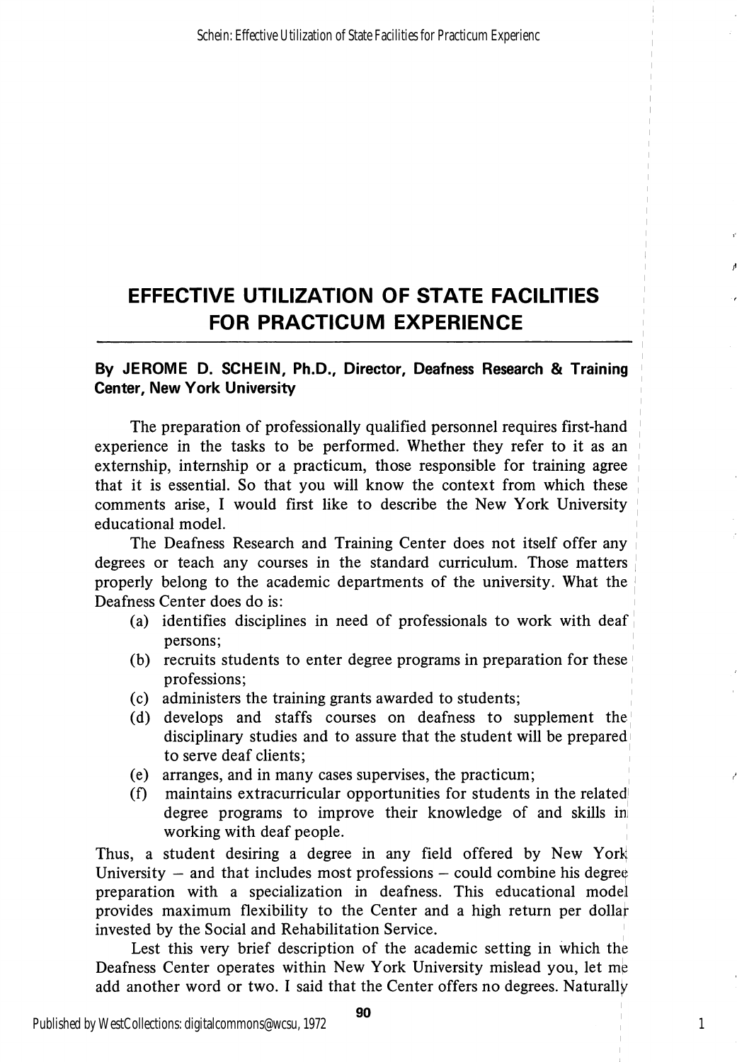# EFFECTIVE UTILIZATION OF STATE FACILITIES FOR PRACTICUM EXPERIENCE

**By JEROME D. SCHEIN, Ph.D., Director, Deafness Research & Training Center, New York University**

The preparation of professionally qualified personnel requires first-hand experience in the tasks to be performed. Whether they refer to it as an externship, internship or a practicum, those responsible for training agree that it is essential. So that you will know the context from which these comments arise, I would first like to describe the New York University educational model.

The Deafness Research and Training Center does not itself offer any degrees or teach any courses in the standard curriculum. Those matters properly belong to the academic departments of the university. What the Deafness Center does do is:

(a) identifies disciplines in need of professionals to work with deaf persons;
(b) recruits students to enter degree programs in preparation for these professions;
(c) administers the training grants awarded to students;
(d) develops and staffs courses on deafness to supplement the disciplinary studies and to assure that the student will be prepared to serve deaf clients;
(e) arranges, and in many cases supervises, the practicum;
(f) maintains extracurricular opportunities for students in the related degree programs to improve their knowledge of and skills in working with deaf people.

Thus, a student desiring a degree in any field offered by New York University – and that includes most professions – could combine his degree preparation with a specialization in deafness. This educational model provides maximum flexibility to the Center and a high return per dollar invested by the Social and Rehabilitation Service.

Lest this very brief description of the academic setting in which the Deafness Center operates within New York University mislead you, let me add another word or two. I said that the Center offers no degrees. Naturally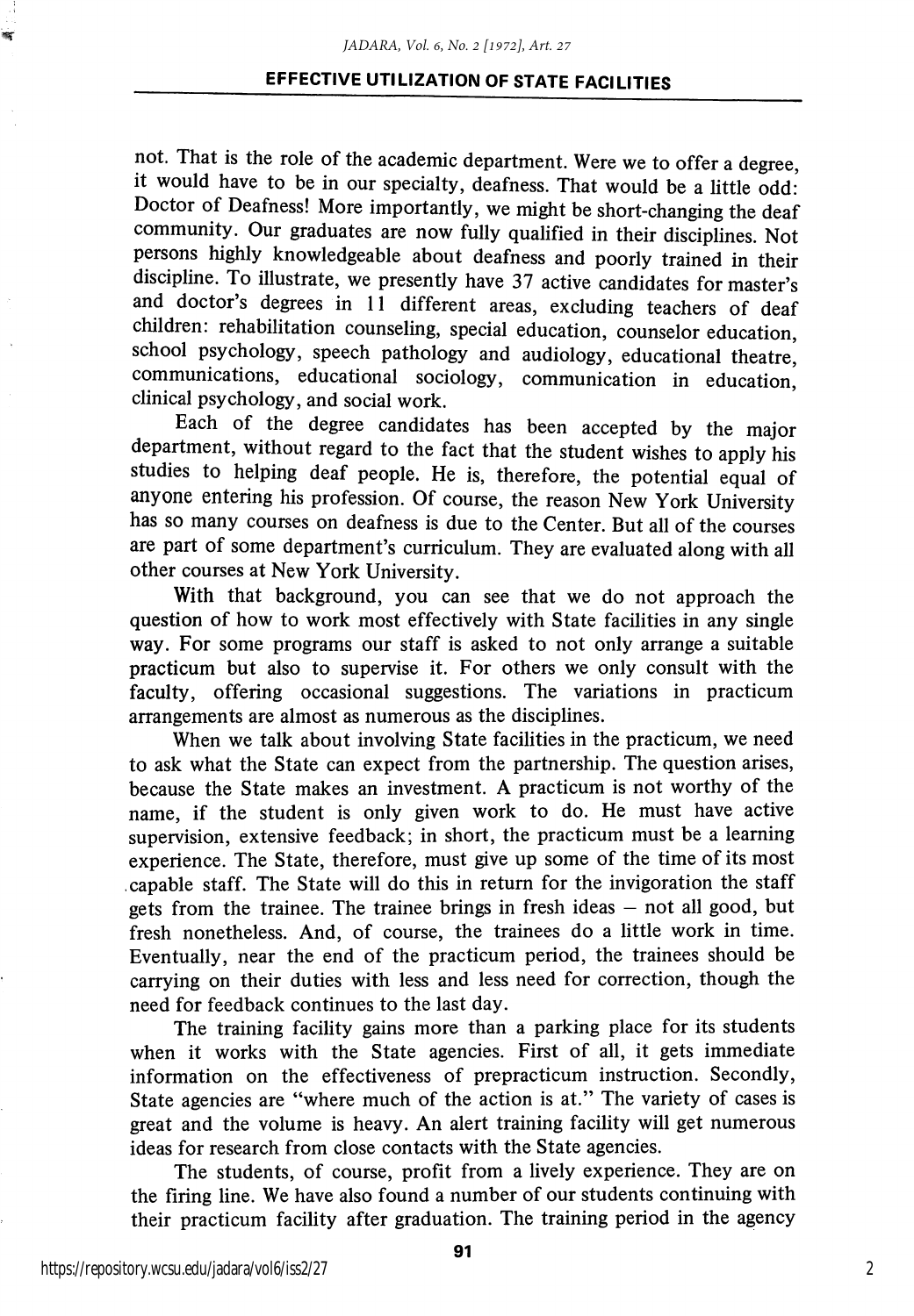not. That is the role of the academic department. Were we to offer a degree, it would have to be in our specialty, deafness. That would be a little odd: Doctor of Deafness! More importantly, we might be short-changing the deaf community. Our graduates are now fully qualified in their disciplines. Not persons highly knowledgeable about deafness and poorly trained in their discipline. To illustrate, we presently have 37 active candidates for master's and doctor's degrees in 11 different areas, excluding teachers of deaf children: rehabilitation counseling, special education, counselor education, school psychology, speech pathology and audiology, educational theatre, communications, educational sociology, communication in education, clinical psychology, and social work.

Each of the degree candidates has been accepted by the major department, without regard to the fact that the student wishes to apply his studies to helping deaf people. He is, therefore, the potential equal of anyone entering his profession. Of course, the reason New York University has so many courses on deafness is due to the Center. But all of the courses are part of some department's curriculum. They are evaluated along with all other courses at New York University.

With that background, you can see that we do not approach the question of how to work most effectively with State facilities in any single way. For some programs our staff is asked to not only arrange a suitable practicum but also to supervise it. For others we only consult with the faculty, offering occasional suggestions. The variations in practicum arrangements are almost as numerous as the disciplines.

When we talk about involving State facilities in the practicum, we need to ask what the State can expect from the partnership. The question arises, because the State makes an investment. A practicum is not worthy of the name, if the student is only given work to do. He must have active supervision, extensive feedback; in short, the practicum must be a learning experience. The State, therefore, must give up some of the time of its most capable staff. The State will do this in return for the invigoration the staff gets from the trainee. The trainee brings in fresh ideas – not all good, but fresh nonetheless. And, of course, the trainees do a little work in time. Eventually, near the end of the practicum period, the trainees should be carrying on their duties with less and less need for correction, though the need for feedback continues to the last day.

The training facility gains more than a parking place for its students when it works with the State agencies. First of all, it gets immediate information on the effectiveness of prepracticum instruction. Secondly, State agencies are "where much of the action is at." The variety of cases is great and the volume is heavy. An alert training facility will get numerous ideas for research from close contacts with the State agencies.

The students, of course, profit from a lively experience. They are on the firing line. We have also found a number of our students continuing with their practicum facility after graduation. The training period in the agency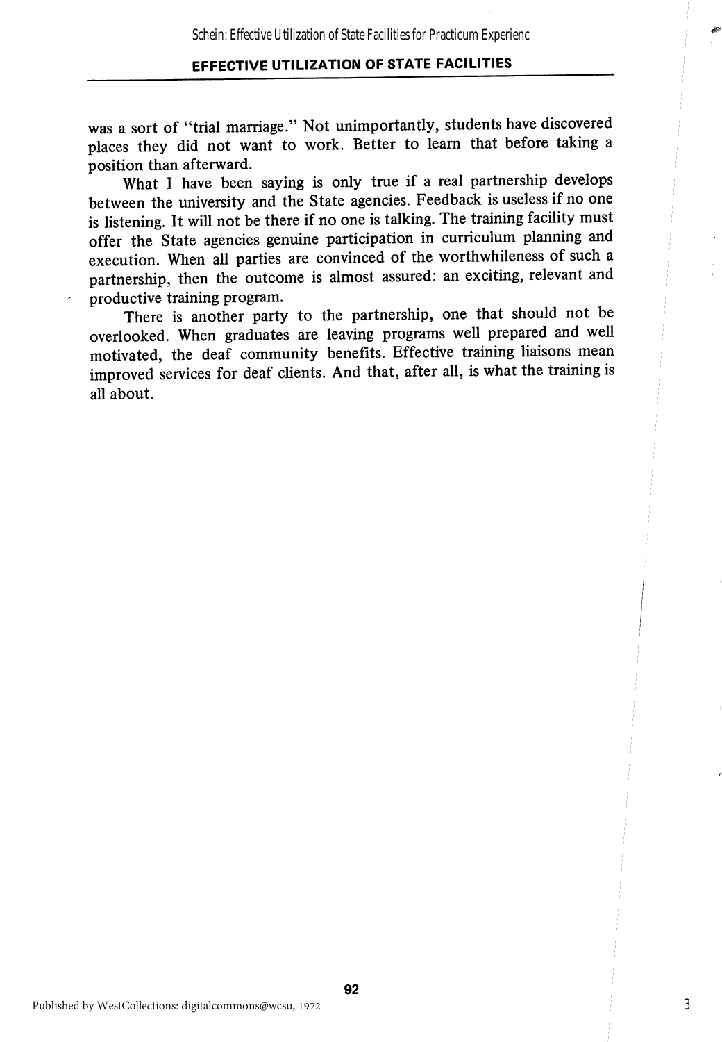was a sort of "trial marriage." Not unimportantly, students have discovered places they did not want to work. Better to learn that before taking a position than afterward.

What I have been saying is only true if a real partnership develops between the university and the State agencies. Feedback is useless if no one is listening. It will not be there if no one is talking. The training facility must offer the State agencies genuine participation in curriculum planning and execution. When all parties are convinced of the worthwhileness of such a partnership, then the outcome is almost assured: an exciting, relevant and productive training program.

There is another party to the partnership, one that should not be overlooked. When graduates are leaving programs well prepared and well motivated, the deaf community benefits. Effective training liaisons mean improved services for deaf clients. And that, after all, is what the training is all about.